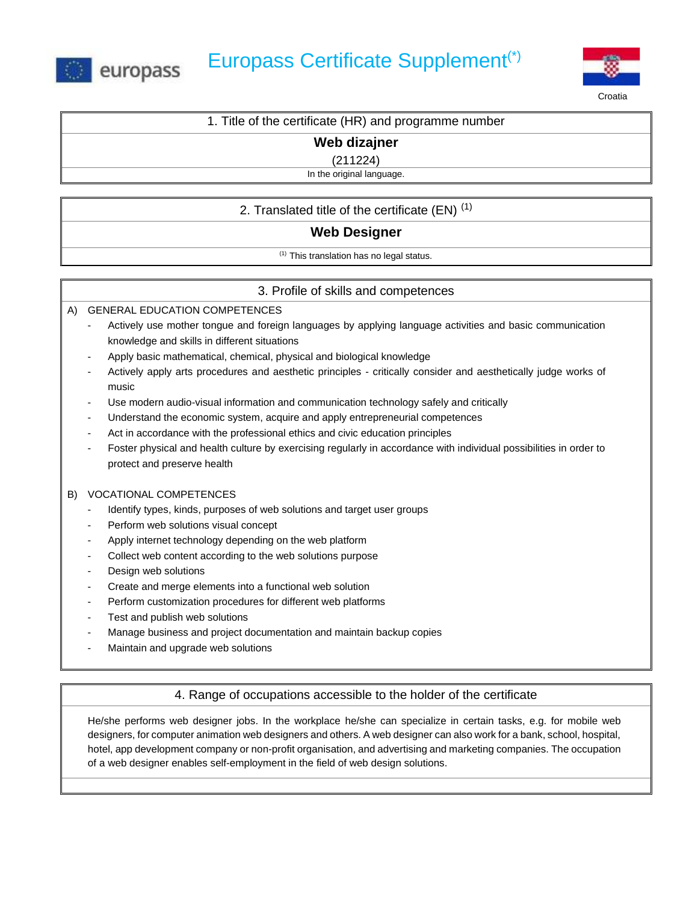europass

# Europass Certificate Supplement(*)

Croatia

## 1. Title of the certificate (HR) and programme number

**Web dizajner**

(211224)

In the original language.

## 2. Translated title of the certificate (EN) [1]

**Web Designer**

[1] This translation has no legal status.

## 3. Profile of skills and competences

A) GENERAL EDUCATION COMPETENCES

- Actively use mother tongue and foreign languages by applying language activities and basic communication knowledge and skills in different situations
- Apply basic mathematical, chemical, physical and biological knowledge
- Actively apply arts procedures and aesthetic principles - critically consider and aesthetically judge works of music
- Use modern audio-visual information and communication technology safely and critically
- Understand the economic system, acquire and apply entrepreneurial competences
- Act in accordance with the professional ethics and civic education principles
- Foster physical and health culture by exercising regularly in accordance with individual possibilities in order to protect and preserve health

B) VOCATIONAL COMPETENCES

- Identify types, kinds, purposes of web solutions and target user groups
- Perform web solutions visual concept
- Apply internet technology depending on the web platform
- Collect web content according to the web solutions purpose
- Design web solutions
- Create and merge elements into a functional web solution
- Perform customization procedures for different web platforms
- Test and publish web solutions
- Manage business and project documentation and maintain backup copies
- Maintain and upgrade web solutions

## 4. Range of occupations accessible to the holder of the certificate

He/she performs web designer jobs. In the workplace he/she can specialize in certain tasks, e.g. for mobile web designers, for computer animation web designers and others. A web designer can also work for a bank, school, hospital, hotel, app development company or non-profit organisation, and advertising and marketing companies. The occupation of a web designer enables self-employment in the field of web design solutions.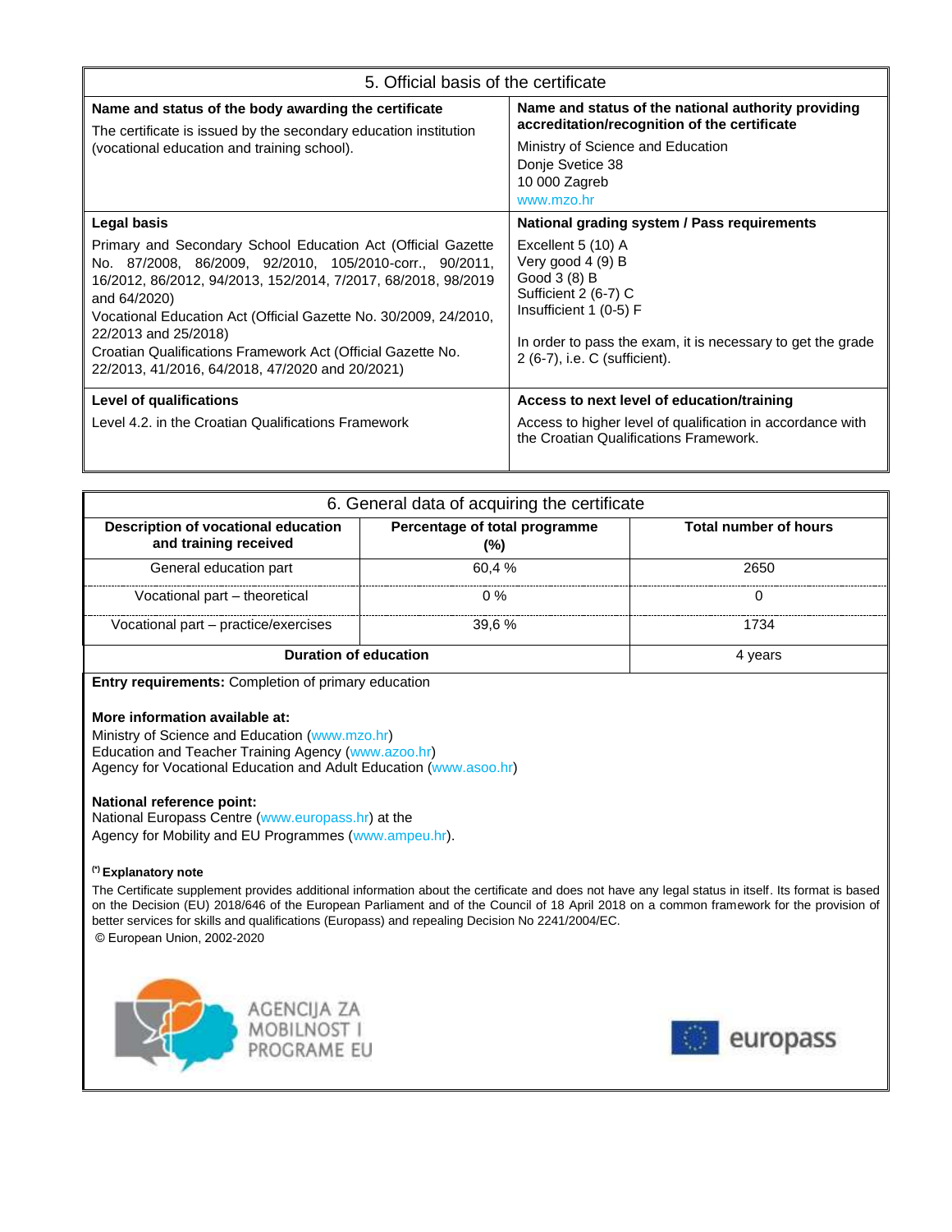| 5. Official basis of the certificate | |
|---|---|
| **Name and status of the body awarding the certificate**<br>The certificate is issued by the secondary education institution (vocational education and training school). | **Name and status of the national authority providing accreditation/recognition of the certificate**<br>Ministry of Science and Education<br>Donje Svetice 38<br>10 000 Zagreb<br>www.mzo.hr |
| **Legal basis**<br>Primary and Secondary School Education Act (Official Gazette No. 87/2008, 86/2009, 92/2010, 105/2010-corr., 90/2011, 16/2012, 86/2012, 94/2013, 152/2014, 7/2017, 68/2018, 98/2019 and 64/2020)<br>Vocational Education Act (Official Gazette No. 30/2009, 24/2010, 22/2013 and 25/2018)<br>Croatian Qualifications Framework Act (Official Gazette No. 22/2013, 41/2016, 64/2018, 47/2020 and 20/2021) | **National grading system / Pass requirements**<br>Excellent 5 (10) A<br>Very good 4 (9) B<br>Good 3 (8) B<br>Sufficient 2 (6-7) C<br>Insufficient 1 (0-5) F<br><br>In order to pass the exam, it is necessary to get the grade 2 (6-7), i.e. C (sufficient). |
| **Level of qualifications**<br>Level 4.2. in the Croatian Qualifications Framework | **Access to next level of education/training**<br>Access to higher level of qualification in accordance with the Croatian Qualifications Framework. |

| 6. General data of acquiring the certificate | | |
|---|---|---|
| **Description of vocational education and training received** | **Percentage of total programme (%)** | **Total number of hours** |
| General education part | 60,4 % | 2650 |
| Vocational part – theoretical | 0 % | 0 |
| Vocational part – practice/exercises | 39,6 % | 1734 |
| **Duration of education** | | 4 years |

**Entry requirements:** Completion of primary education

**More information available at:**
Ministry of Science and Education (www.mzo.hr)
Education and Teacher Training Agency (www.azoo.hr)
Agency for Vocational Education and Adult Education (www.asoo.hr)

**National reference point:**
National Europass Centre (www.europass.hr) at the
Agency for Mobility and EU Programmes (www.ampeu.hr).

**(\*) Explanatory note**

The Certificate supplement provides additional information about the certificate and does not have any legal status in itself. Its format is based on the Decision (EU) 2018/646 of the European Parliament and of the Council of 18 April 2018 on a common framework for the provision of better services for skills and qualifications (Europass) and repealing Decision No 2241/2004/EC.

© European Union, 2002-2020

AGENCIJA ZA MOBILNOST I PROGRAME EU

europass